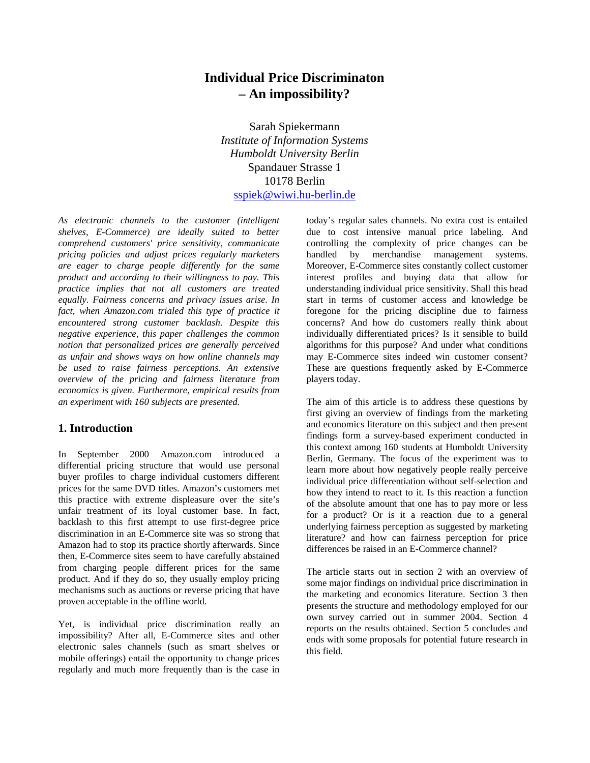# Individual Price Discriminaton – An impossibility?

Sarah Spiekermann
*Institute of Information Systems*
*Humboldt University Berlin*
Spandauer Strasse 1
10178 Berlin
sspiek@wiwi.hu-berlin.de

*As electronic channels to the customer (intelligent shelves, E-Commerce) are ideally suited to better comprehend customers' price sensitivity, communicate pricing policies and adjust prices regularly marketers are eager to charge people differently for the same product and according to their willingness to pay. This practice implies that not all customers are treated equally. Fairness concerns and privacy issues arise. In fact, when Amazon.com trialed this type of practice it encountered strong customer backlash. Despite this negative experience, this paper challenges the common notion that personalized prices are generally perceived as unfair and shows ways on how online channels may be used to raise fairness perceptions. An extensive overview of the pricing and fairness literature from economics is given. Furthermore, empirical results from an experiment with 160 subjects are presented.*

## 1. Introduction

In September 2000 Amazon.com introduced a differential pricing structure that would use personal buyer profiles to charge individual customers different prices for the same DVD titles. Amazon's customers met this practice with extreme displeasure over the site's unfair treatment of its loyal customer base. In fact, backlash to this first attempt to use first-degree price discrimination in an E-Commerce site was so strong that Amazon had to stop its practice shortly afterwards. Since then, E-Commerce sites seem to have carefully abstained from charging people different prices for the same product. And if they do so, they usually employ pricing mechanisms such as auctions or reverse pricing that have proven acceptable in the offline world.

Yet, is individual price discrimination really an impossibility? After all, E-Commerce sites and other electronic sales channels (such as smart shelves or mobile offerings) entail the opportunity to change prices regularly and much more frequently than is the case in today's regular sales channels. No extra cost is entailed due to cost intensive manual price labeling. And controlling the complexity of price changes can be handled by merchandise management systems. Moreover, E-Commerce sites constantly collect customer interest profiles and buying data that allow for understanding individual price sensitivity. Shall this head start in terms of customer access and knowledge be foregone for the pricing discipline due to fairness concerns? And how do customers really think about individually differentiated prices? Is it sensible to build algorithms for this purpose? And under what conditions may E-Commerce sites indeed win customer consent? These are questions frequently asked by E-Commerce players today.

The aim of this article is to address these questions by first giving an overview of findings from the marketing and economics literature on this subject and then present findings form a survey-based experiment conducted in this context among 160 students at Humboldt University Berlin, Germany. The focus of the experiment was to learn more about how negatively people really perceive individual price differentiation without self-selection and how they intend to react to it. Is this reaction a function of the absolute amount that one has to pay more or less for a product? Or is it a reaction due to a general underlying fairness perception as suggested by marketing literature? and how can fairness perception for price differences be raised in an E-Commerce channel?

The article starts out in section 2 with an overview of some major findings on individual price discrimination in the marketing and economics literature. Section 3 then presents the structure and methodology employed for our own survey carried out in summer 2004. Section 4 reports on the results obtained. Section 5 concludes and ends with some proposals for potential future research in this field.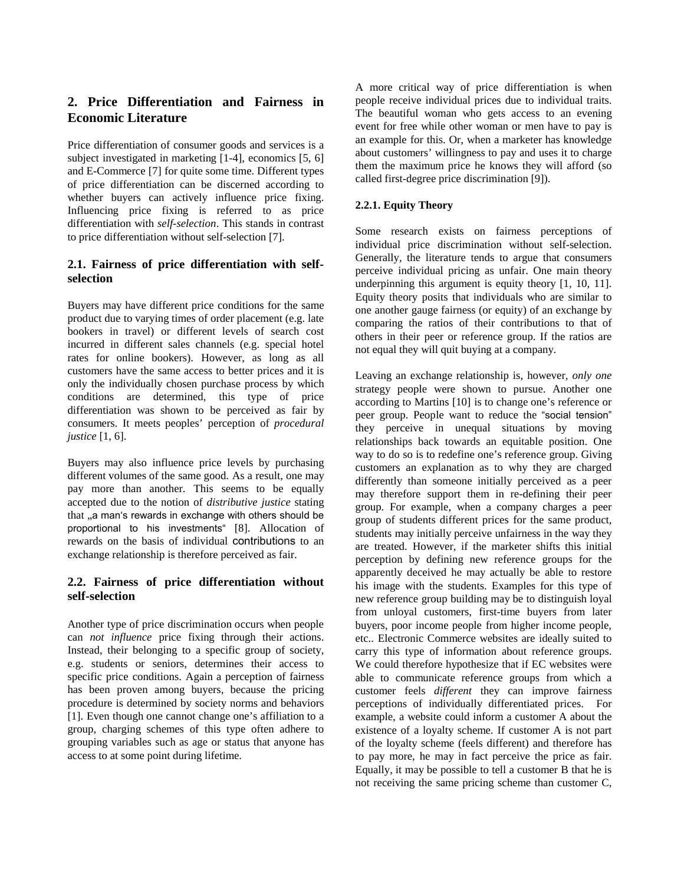## 2. Price Differentiation and Fairness in Economic Literature

Price differentiation of consumer goods and services is a subject investigated in marketing [1-4], economics [5, 6] and E-Commerce [7] for quite some time. Different types of price differentiation can be discerned according to whether buyers can actively influence price fixing. Influencing price fixing is referred to as price differentiation with *self-selection*. This stands in contrast to price differentiation without self-selection [7].

### 2.1. Fairness of price differentiation with self-selection

Buyers may have different price conditions for the same product due to varying times of order placement (e.g. late bookers in travel) or different levels of search cost incurred in different sales channels (e.g. special hotel rates for online bookers). However, as long as all customers have the same access to better prices and it is only the individually chosen purchase process by which conditions are determined, this type of price differentiation was shown to be perceived as fair by consumers. It meets peoples' perception of *procedural justice* [1, 6].

Buyers may also influence price levels by purchasing different volumes of the same good. As a result, one may pay more than another. This seems to be equally accepted due to the notion of *distributive justice* stating that „a man's rewards in exchange with others should be proportional to his investments" [8]. Allocation of rewards on the basis of individual contributions to an exchange relationship is therefore perceived as fair.

### 2.2. Fairness of price differentiation without self-selection

Another type of price discrimination occurs when people can *not influence* price fixing through their actions. Instead, their belonging to a specific group of society, e.g. students or seniors, determines their access to specific price conditions. Again a perception of fairness has been proven among buyers, because the pricing procedure is determined by society norms and behaviors [1]. Even though one cannot change one's affiliation to a group, charging schemes of this type often adhere to grouping variables such as age or status that anyone has access to at some point during lifetime.

A more critical way of price differentiation is when people receive individual prices due to individual traits. The beautiful woman who gets access to an evening event for free while other woman or men have to pay is an example for this. Or, when a marketer has knowledge about customers' willingness to pay and uses it to charge them the maximum price he knows they will afford (so called first-degree price discrimination [9]).

#### 2.2.1. Equity Theory

Some research exists on fairness perceptions of individual price discrimination without self-selection. Generally, the literature tends to argue that consumers perceive individual pricing as unfair. One main theory underpinning this argument is equity theory [1, 10, 11]. Equity theory posits that individuals who are similar to one another gauge fairness (or equity) of an exchange by comparing the ratios of their contributions to that of others in their peer or reference group. If the ratios are not equal they will quit buying at a company.

Leaving an exchange relationship is, however, *only one* strategy people were shown to pursue. Another one according to Martins [10] is to change one's reference or peer group. People want to reduce the "social tension" they perceive in unequal situations by moving relationships back towards an equitable position. One way to do so is to redefine one's reference group. Giving customers an explanation as to why they are charged differently than someone initially perceived as a peer may therefore support them in re-defining their peer group. For example, when a company charges a peer group of students different prices for the same product, students may initially perceive unfairness in the way they are treated. However, if the marketer shifts this initial perception by defining new reference groups for the apparently deceived he may actually be able to restore his image with the students. Examples for this type of new reference group building may be to distinguish loyal from unloyal customers, first-time buyers from later buyers, poor income people from higher income people, etc.. Electronic Commerce websites are ideally suited to carry this type of information about reference groups. We could therefore hypothesize that if EC websites were able to communicate reference groups from which a customer feels *different* they can improve fairness perceptions of individually differentiated prices. For example, a website could inform a customer A about the existence of a loyalty scheme. If customer A is not part of the loyalty scheme (feels different) and therefore has to pay more, he may in fact perceive the price as fair. Equally, it may be possible to tell a customer B that he is not receiving the same pricing scheme than customer C,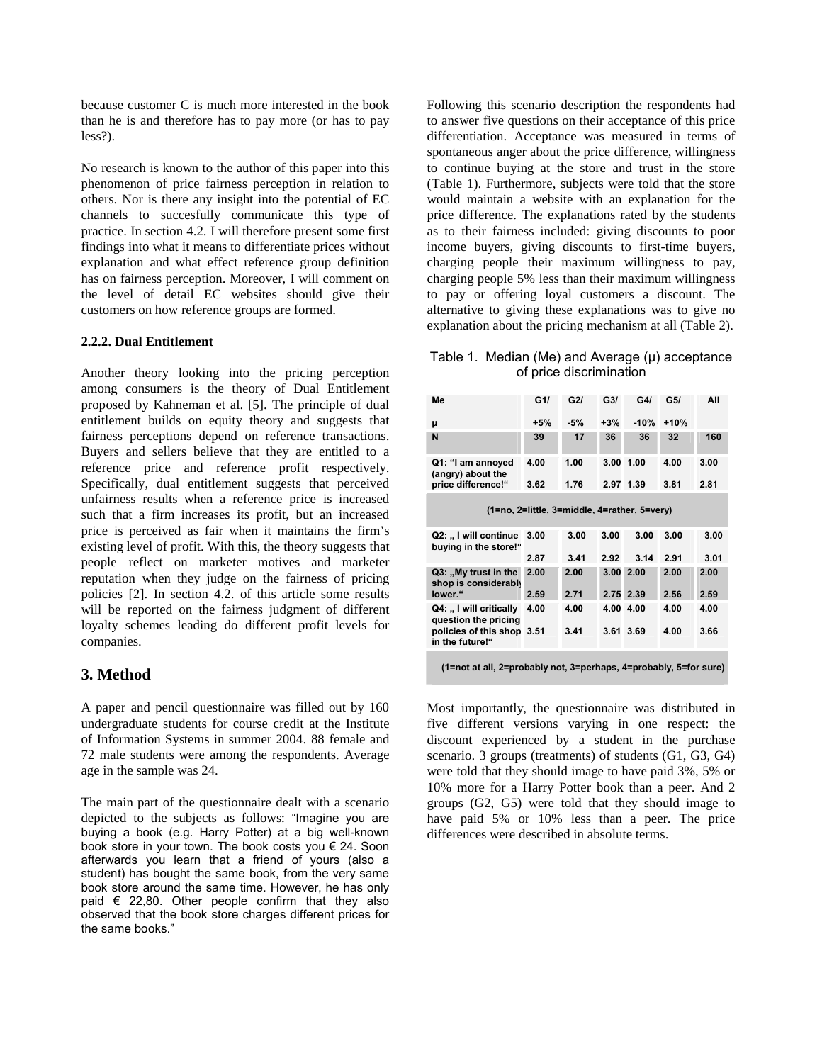because customer C is much more interested in the book than he is and therefore has to pay more (or has to pay less?).

No research is known to the author of this paper into this phenomenon of price fairness perception in relation to others. Nor is there any insight into the potential of EC channels to succesfully communicate this type of practice. In section 4.2. I will therefore present some first findings into what it means to differentiate prices without explanation and what effect reference group definition has on fairness perception. Moreover, I will comment on the level of detail EC websites should give their customers on how reference groups are formed.

### 2.2.2. Dual Entitlement

Another theory looking into the pricing perception among consumers is the theory of Dual Entitlement proposed by Kahneman et al. [5]. The principle of dual entitlement builds on equity theory and suggests that fairness perceptions depend on reference transactions. Buyers and sellers believe that they are entitled to a reference price and reference profit respectively. Specifically, dual entitlement suggests that perceived unfairness results when a reference price is increased such that a firm increases its profit, but an increased price is perceived as fair when it maintains the firm's existing level of profit. With this, the theory suggests that people reflect on marketer motives and marketer reputation when they judge on the fairness of pricing policies [2]. In section 4.2. of this article some results will be reported on the fairness judgment of different loyalty schemes leading do different profit levels for companies.

## 3. Method

A paper and pencil questionnaire was filled out by 160 undergraduate students for course credit at the Institute of Information Systems in summer 2004. 88 female and 72 male students were among the respondents. Average age in the sample was 24.

The main part of the questionnaire dealt with a scenario depicted to the subjects as follows: "Imagine you are buying a book (e.g. Harry Potter) at a big well-known book store in your town. The book costs you € 24. Soon afterwards you learn that a friend of yours (also a student) has bought the same book, from the very same book store around the same time. However, he has only paid € 22,80. Other people confirm that they also observed that the book store charges different prices for the same books."

Following this scenario description the respondents had to answer five questions on their acceptance of this price differentiation. Acceptance was measured in terms of spontaneous anger about the price difference, willingness to continue buying at the store and trust in the store (Table 1). Furthermore, subjects were told that the store would maintain a website with an explanation for the price difference. The explanations rated by the students as to their fairness included: giving discounts to poor income buyers, giving discounts to first-time buyers, charging people their maximum willingness to pay, charging people 5% less than their maximum willingness to pay or offering loyal customers a discount. The alternative to giving these explanations was to give no explanation about the pricing mechanism at all (Table 2).

Table 1. Median (Me) and Average (μ) acceptance of price discrimination

| Me / μ | G1/ +5% | G2/ -5% | G3/ +3% | G4/ -10% | G5/ +10% | All |
|---|---|---|---|---|---|---|
| N | 39 | 17 | 36 | 36 | 32 | 160 |
| Q1: "I am annoyed (angry) about the price difference!" | 4.00 | 1.00 | 3.00 | 1.00 | 4.00 | 3.00 |
| | 3.62 | 1.76 | 2.97 | 1.39 | 3.81 | 2.81 |
| (1=no, 2=little, 3=middle, 4=rather, 5=very) | | | | | | |
| Q2: „ I will continue buying in the store!" | 3.00 | 3.00 | 3.00 | 3.00 | 3.00 | 3.00 |
| | 2.87 | 3.41 | 2.92 | 3.14 | 2.91 | 3.01 |
| Q3: „My trust in the shop is considerably lower." | 2.00 | 2.00 | 3.00 | 2.00 | 2.00 | 2.00 |
| | 2.59 | 2.71 | 2.75 | 2.39 | 2.56 | 2.59 |
| Q4: „ I will critically question the pricing policies of this shop in the future!" | 4.00 | 4.00 | 4.00 | 4.00 | 4.00 | 4.00 |
| | 3.51 | 3.41 | 3.61 | 3.69 | 4.00 | 3.66 |
| (1=not at all, 2=probably not, 3=perhaps, 4=probably, 5=for sure) | | | | | | |

Most importantly, the questionnaire was distributed in five different versions varying in one respect: the discount experienced by a student in the purchase scenario. 3 groups (treatments) of students (G1, G3, G4) were told that they should image to have paid 3%, 5% or 10% more for a Harry Potter book than a peer. And 2 groups (G2, G5) were told that they should image to have paid 5% or 10% less than a peer. The price differences were described in absolute terms.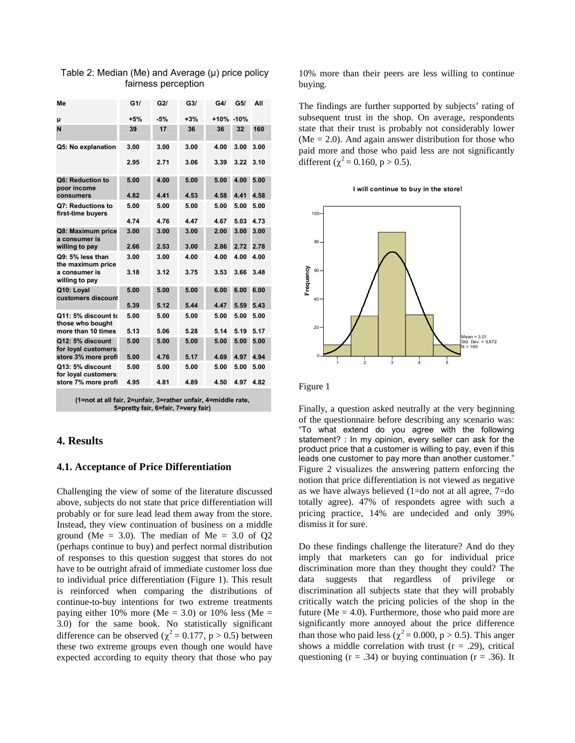Table 2: Median (Me) and Average (μ) price policy fairness perception

| Me<br>μ | G1/<br>+5% | G2/<br>-5% | G3/<br>+3% | G4/<br>+10% | G5/<br>-10% | All |
|---|---|---|---|---|---|---|
| N | 39 | 17 | 36 | 36 | 32 | 160 |
| Q5: No explanation | 3.00<br>2.95 | 3.00<br>2.71 | 3.00<br>3.06 | 4.00<br>3.39 | 3.00<br>3.22 | 3.00<br>3.10 |
| Q6: Reduction to poor income consumers | 5.00<br>4.82 | 4.00<br>4.41 | 5.00<br>4.53 | 5.00<br>4.58 | 4.00<br>4.41 | 5.00<br>4.58 |
| Q7: Reductions to first-time buyers | 5.00<br>4.74 | 5.00<br>4.76 | 5.00<br>4.47 | 5.00<br>4.67 | 5.00<br>5.03 | 5.00<br>4.73 |
| Q8: Maximum price a consumer is willing to pay | 3.00<br>2.66 | 3.00<br>2.53 | 3.00<br>3.00 | 2.00<br>2.86 | 3.00<br>2.72 | 3.00<br>2.78 |
| Q9: 5% less than the maximum price a consumer is willing to pay | 3.00<br>3.18 | 3.00<br>3.12 | 4.00<br>3.75 | 4.00<br>3.53 | 4.00<br>3.66 | 4.00<br>3.48 |
| Q10: Loyal customers discount | 5.00<br>5.39 | 5.00<br>5.12 | 5.00<br>5.44 | 6.00<br>4.47 | 6.00<br>5.59 | 6.00<br>5.43 |
| Q11: 5% discount to those who bought more than 10 times | 5.00<br>5.13 | 5.00<br>5.06 | 5.00<br>5.28 | 5.00<br>5.14 | 5.00<br>5.19 | 5.00<br>5.17 |
| Q12: 5% discount for loyal customers: store 3% more profit | 5.00<br>5.00 | 5.00<br>4.76 | 5.00<br>5.17 | 5.00<br>4.69 | 5.00<br>4.97 | 5.00<br>4.94 |
| Q13: 5% discount for loyal customers: store 7% more profit | 5.00<br>4.95 | 5.00<br>4.81 | 5.00<br>4.89 | 5.00<br>4.50 | 5.00<br>4.97 | 5.00<br>4.82 |

(1=not at all fair, 2=unfair, 3=rather unfair, 4=middle rate, 5=pretty fair, 6=fair, 7=very fair)

## 4. Results

### 4.1. Acceptance of Price Differentiation

Challenging the view of some of the literature discussed above, subjects do not state that price differentiation will probably or for sure lead lead them away from the store. Instead, they view continuation of business on a middle ground (Me = 3.0). The median of Me = 3.0 of Q2 (perhaps continue to buy) and perfect normal distribution of responses to this question suggest that stores do not have to be outright afraid of immediate customer loss due to individual price differentiation (Figure 1). This result is reinforced when comparing the distributions of continue-to-buy intentions for two extreme treatments paying either 10% more (Me = 3.0) or 10% less (Me = 3.0) for the same book. No statistically significant difference can be observed ($\chi^2 = 0.177$, $p > 0.5$) between these two extreme groups even though one would have expected according to equity theory that those who pay 10% more than their peers are less willing to continue buying.

The findings are further supported by subjects' rating of subsequent trust in the shop. On average, respondents state that their trust is probably not considerably lower (Me = 2.0). And again answer distribution for those who paid more and those who paid less are not significantly different ($\chi^2 = 0.160$, $p > 0.5$).

Figure 1

Finally, a question asked neutrally at the very beginning of the questionnaire before describing any scenario was: "To what extend do you agree with the following statement? : In my opinion, every seller can ask for the product price that a customer is willing to pay, even if this leads one customer to pay more than another customer." Figure 2 visualizes the answering pattern enforcing the notion that price differentiation is not viewed as negative as we have always believed (1=do not at all agree, 7=do totally agree). 47% of respondets agree with such a pricing practice, 14% are undecided and only 39% dismiss it for sure.

Do these findings challenge the literature? And do they imply that marketers can go for individual price discrimination more than they thought they could? The data suggests that regardless of privilege or discrimination all subjects state that they will probably critically watch the pricing policies of the shop in the future (Me = 4.0). Furthermore, those who paid more are significantly more annoyed about the price difference than those who paid less ($\chi^2 = 0.000$, $p > 0.5$). This anger shows a middle correlation with trust ($r = .29$), critical questioning ($r = .34$) or buying continuation ($r = .36$). It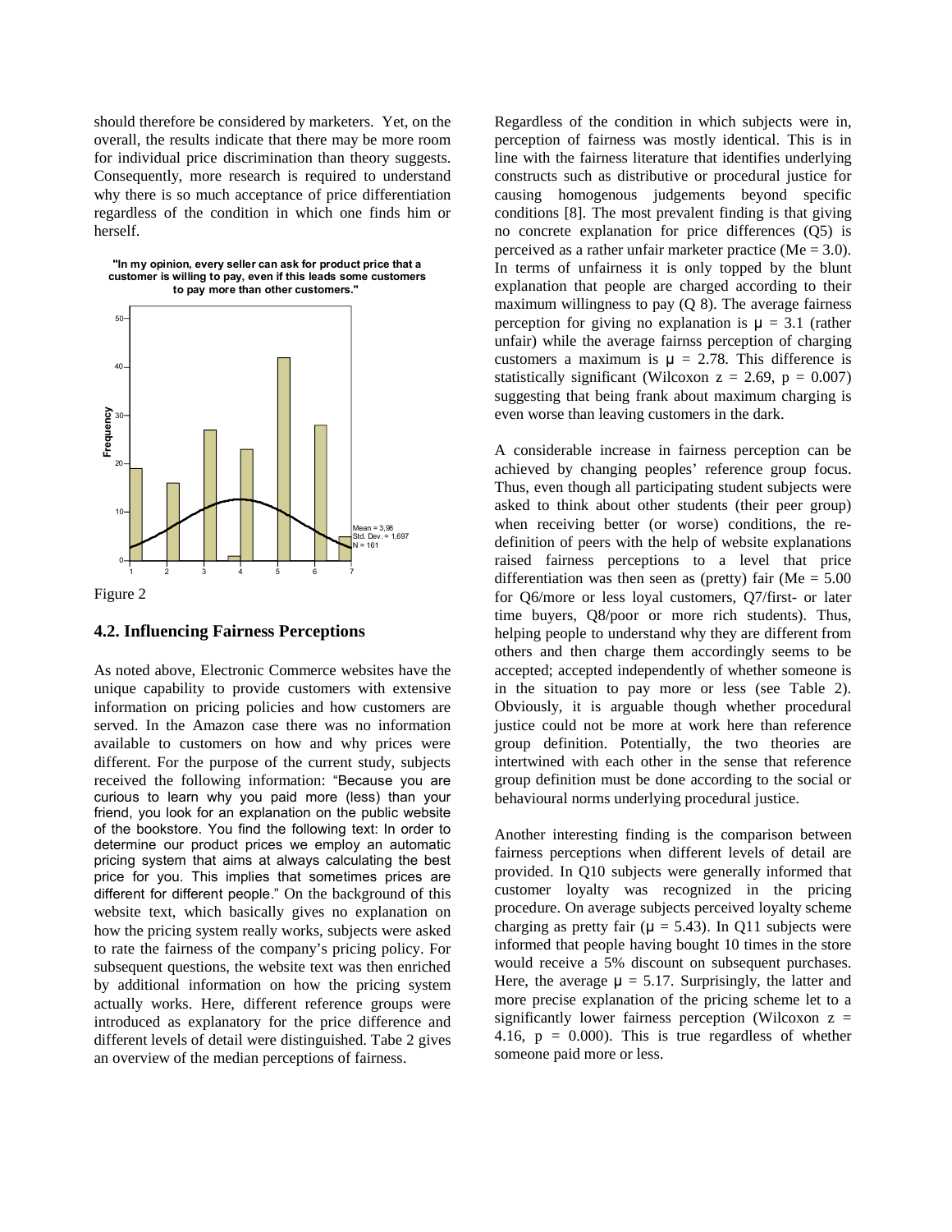should therefore be considered by marketers. Yet, on the overall, the results indicate that there may be more room for individual price discrimination than theory suggests. Consequently, more research is required to understand why there is so much acceptance of price differentiation regardless of the condition in which one finds him or herself.

Figure 2

### 4.2. Influencing Fairness Perceptions

As noted above, Electronic Commerce websites have the unique capability to provide customers with extensive information on pricing policies and how customers are served. In the Amazon case there was no information available to customers on how and why prices were different. For the purpose of the current study, subjects received the following information: "Because you are curious to learn why you paid more (less) than your friend, you look for an explanation on the public website of the bookstore. You find the following text: In order to determine our product prices we employ an automatic pricing system that aims at always calculating the best price for you. This implies that sometimes prices are different for different people." On the background of this website text, which basically gives no explanation on how the pricing system really works, subjects were asked to rate the fairness of the company's pricing policy. For subsequent questions, the website text was then enriched by additional information on how the pricing system actually works. Here, different reference groups were introduced as explanatory for the price difference and different levels of detail were distinguished. Tabe 2 gives an overview of the median perceptions of fairness.

Regardless of the condition in which subjects were in, perception of fairness was mostly identical. This is in line with the fairness literature that identifies underlying constructs such as distributive or procedural justice for causing homogenous judgements beyond specific conditions [8]. The most prevalent finding is that giving no concrete explanation for price differences (Q5) is perceived as a rather unfair marketer practice (Me = 3.0). In terms of unfairness it is only topped by the blunt explanation that people are charged according to their maximum willingness to pay (Q 8). The average fairness perception for giving no explanation is $\mu = 3.1$ (rather unfair) while the average fairnss perception of charging customers a maximum is $\mu = 2.78$. This difference is statistically significant (Wilcoxon $z = 2.69$, $p = 0.007$) suggesting that being frank about maximum charging is even worse than leaving customers in the dark.

A considerable increase in fairness perception can be achieved by changing peoples' reference group focus. Thus, even though all participating student subjects were asked to think about other students (their peer group) when receiving better (or worse) conditions, the re-definition of peers with the help of website explanations raised fairness perceptions to a level that price differentiation was then seen as (pretty) fair (Me = 5.00 for Q6/more or less loyal customers, Q7/first- or later time buyers, Q8/poor or more rich students). Thus, helping people to understand why they are different from others and then charge them accordingly seems to be accepted; accepted independently of whether someone is in the situation to pay more or less (see Table 2). Obviously, it is arguable though whether procedural justice could not be more at work here than reference group definition. Potentially, the two theories are intertwined with each other in the sense that reference group definition must be done according to the social or behavioural norms underlying procedural justice.

Another interesting finding is the comparison between fairness perceptions when different levels of detail are provided. In Q10 subjects were generally informed that customer loyalty was recognized in the pricing procedure. On average subjects perceived loyalty scheme charging as pretty fair ($\mu = 5.43$). In Q11 subjects were informed that people having bought 10 times in the store would receive a 5% discount on subsequent purchases. Here, the average $\mu = 5.17$. Surprisingly, the latter and more precise explanation of the pricing scheme let to a significantly lower fairness perception (Wilcoxon $z = 4.16$, $p = 0.000$). This is true regardless of whether someone paid more or less.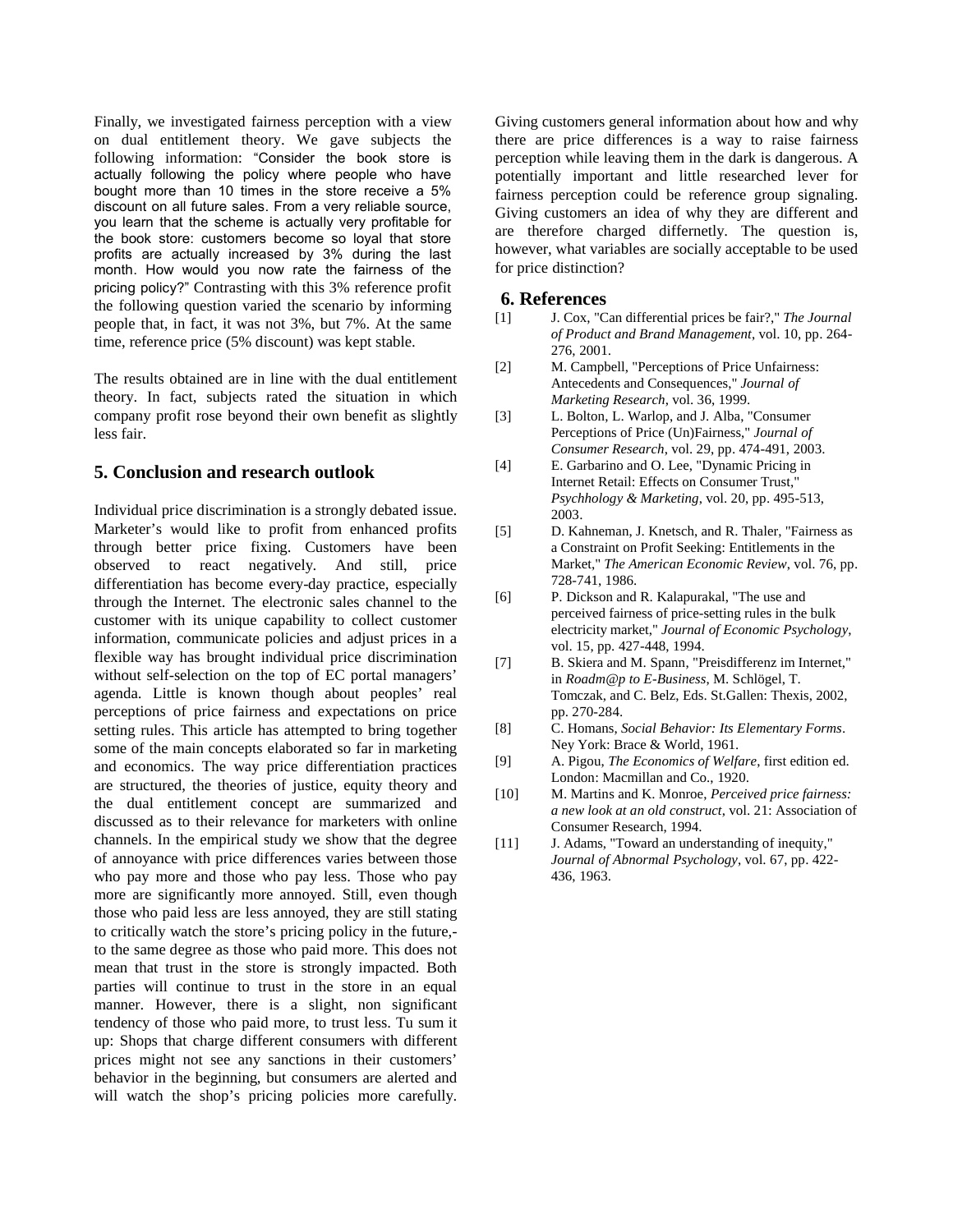Finally, we investigated fairness perception with a view on dual entitlement theory. We gave subjects the following information: "Consider the book store is actually following the policy where people who have bought more than 10 times in the store receive a 5% discount on all future sales. From a very reliable source, you learn that the scheme is actually very profitable for the book store: customers become so loyal that store profits are actually increased by 3% during the last month. How would you now rate the fairness of the pricing policy?" Contrasting with this 3% reference profit the following question varied the scenario by informing people that, in fact, it was not 3%, but 7%. At the same time, reference price (5% discount) was kept stable.

The results obtained are in line with the dual entitlement theory. In fact, subjects rated the situation in which company profit rose beyond their own benefit as slightly less fair.

## 5. Conclusion and research outlook

Individual price discrimination is a strongly debated issue. Marketer's would like to profit from enhanced profits through better price fixing. Customers have been observed to react negatively. And still, price differentiation has become every-day practice, especially through the Internet. The electronic sales channel to the customer with its unique capability to collect customer information, communicate policies and adjust prices in a flexible way has brought individual price discrimination without self-selection on the top of EC portal managers' agenda. Little is known though about peoples' real perceptions of price fairness and expectations on price setting rules. This article has attempted to bring together some of the main concepts elaborated so far in marketing and economics. The way price differentiation practices are structured, the theories of justice, equity theory and the dual entitlement concept are summarized and discussed as to their relevance for marketers with online channels. In the empirical study we show that the degree of annoyance with price differences varies between those who pay more and those who pay less. Those who pay more are significantly more annoyed. Still, even though those who paid less are less annoyed, they are still stating to critically watch the store's pricing policy in the future,- to the same degree as those who paid more. This does not mean that trust in the store is strongly impacted. Both parties will continue to trust in the store in an equal manner. However, there is a slight, non significant tendency of those who paid more, to trust less. Tu sum it up: Shops that charge different consumers with different prices might not see any sanctions in their customers' behavior in the beginning, but consumers are alerted and will watch the shop's pricing policies more carefully. Giving customers general information about how and why there are price differences is a way to raise fairness perception while leaving them in the dark is dangerous. A potentially important and little researched lever for fairness perception could be reference group signaling. Giving customers an idea of why they are different and are therefore charged differnetly. The question is, however, what variables are socially acceptable to be used for price distinction?

## 6. References

[1] J. Cox, "Can differential prices be fair?," *The Journal of Product and Brand Management*, vol. 10, pp. 264-276, 2001.

[2] M. Campbell, "Perceptions of Price Unfairness: Antecedents and Consequences," *Journal of Marketing Research*, vol. 36, 1999.

[3] L. Bolton, L. Warlop, and J. Alba, "Consumer Perceptions of Price (Un)Fairness," *Journal of Consumer Research*, vol. 29, pp. 474-491, 2003.

[4] E. Garbarino and O. Lee, "Dynamic Pricing in Internet Retail: Effects on Consumer Trust," *Psychhology & Marketing*, vol. 20, pp. 495-513, 2003.

[5] D. Kahneman, J. Knetsch, and R. Thaler, "Fairness as a Constraint on Profit Seeking: Entitlements in the Market," *The American Economic Review*, vol. 76, pp. 728-741, 1986.

[6] P. Dickson and R. Kalapurakal, "The use and perceived fairness of price-setting rules in the bulk electricity market," *Journal of Economic Psychology*, vol. 15, pp. 427-448, 1994.

[7] B. Skiera and M. Spann, "Preisdifferenz im Internet," in *Roadm@p to E-Business*, M. Schlögel, T. Tomczak, and C. Belz, Eds. St.Gallen: Thexis, 2002, pp. 270-284.

[8] C. Homans, *Social Behavior: Its Elementary Forms*. Ney York: Brace & World, 1961.

[9] A. Pigou, *The Economics of Welfare*, first edition ed. London: Macmillan and Co., 1920.

[10] M. Martins and K. Monroe, *Perceived price fairness: a new look at an old construct*, vol. 21: Association of Consumer Research, 1994.

[11] J. Adams, "Toward an understanding of inequity," *Journal of Abnormal Psychology*, vol. 67, pp. 422-436, 1963.